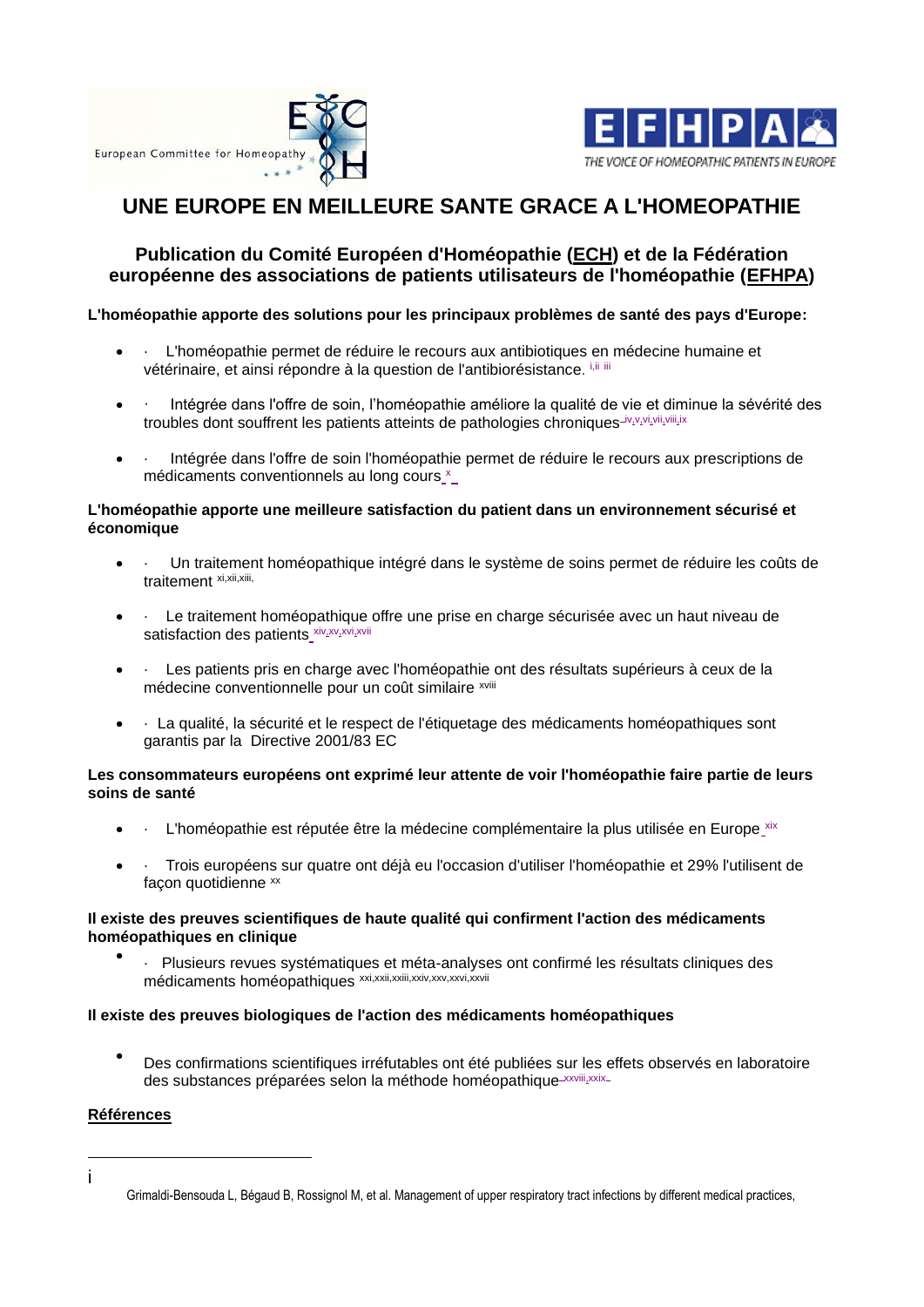European Committee for Homeopathy

EFHPA — THE VOICE OF HOMEOPATHIC PATIENTS IN EUROPE

# UNE EUROPE EN MEILLEURE SANTE GRACE A L'HOMEOPATHIE

## Publication du Comité Européen d'Homéopathie (ECH) et de la Fédération européenne des associations de patients utilisateurs de l'homéopathie (EFHPA)

**L'homéopathie apporte des solutions pour les principaux problèmes de santé des pays d'Europe:**

- L'homéopathie permet de réduire le recours aux antibiotiques en médecine humaine et vétérinaire, et ainsi répondre à la question de l'antibiorésistance. [i,ii iii]
- Intégrée dans l'offre de soin, l'homéopathie améliore la qualité de vie et diminue la sévérité des troubles dont souffrent les patients atteints de pathologies chroniques [iv,v,vi,vii,viii,ix]
- Intégrée dans l'offre de soin l'homéopathie permet de réduire le recours aux prescriptions de médicaments conventionnels au long cours [x]

**L'homéopathie apporte une meilleure satisfaction du patient dans un environnement sécurisé et économique**

- Un traitement homéopathique intégré dans le système de soins permet de réduire les coûts de traitement [xi,xii,xiii,]
- Le traitement homéopathique offre une prise en charge sécurisée avec un haut niveau de satisfaction des patients [xiv,xv,xvi,xvii]
- Les patients pris en charge avec l'homéopathie ont des résultats supérieurs à ceux de la médecine conventionnelle pour un coût similaire [xviii]
- La qualité, la sécurité et le respect de l'étiquetage des médicaments homéopathiques sont garantis par la Directive 2001/83 EC

**Les consommateurs européens ont exprimé leur attente de voir l'homéopathie faire partie de leurs soins de santé**

- L'homéopathie est réputée être la médecine complémentaire la plus utilisée en Europe [xix]
- Trois européens sur quatre ont déjà eu l'occasion d'utiliser l'homéopathie et 29% l'utilisent de façon quotidienne [xx]

**Il existe des preuves scientifiques de haute qualité qui confirment l'action des médicaments homéopathiques en clinique**

- Plusieurs revues systématiques et méta-analyses ont confirmé les résultats cliniques des médicaments homéopathiques [xxi,xxii,xxiii,xxiv,xxv,xxvi,xxvii]

**Il existe des preuves biologiques de l'action des médicaments homéopathiques**

- Des confirmations scientifiques irréfutables ont été publiées sur les effets observés en laboratoire des substances préparées selon la méthode homéopathique [xxviii,xxix]

**Références**

---

i Grimaldi-Bensouda L, Bégaud B, Rossignol M, et al. Management of upper respiratory tract infections by different medical practices,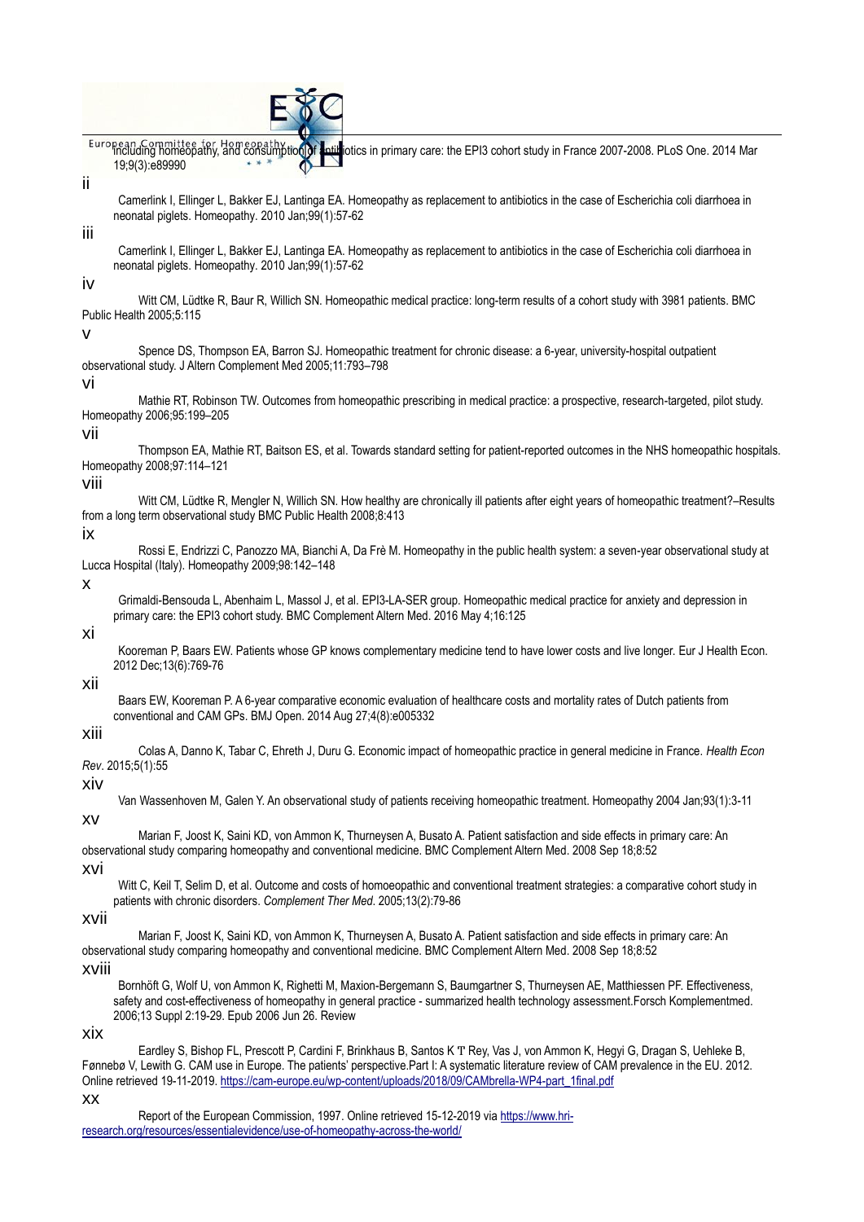including homeopathy, and consumption of antibiotics in primary care: the EPI3 cohort study in France 2007-2008. PLoS One. 2014 Mar 19;9(3):e89990

ii

Camerlink I, Ellinger L, Bakker EJ, Lantinga EA. Homeopathy as replacement to antibiotics in the case of Escherichia coli diarrhoea in neonatal piglets. Homeopathy. 2010 Jan;99(1):57-62

iii

Camerlink I, Ellinger L, Bakker EJ, Lantinga EA. Homeopathy as replacement to antibiotics in the case of Escherichia coli diarrhoea in neonatal piglets. Homeopathy. 2010 Jan;99(1):57-62

iv

Witt CM, Lüdtke R, Baur R, Willich SN. Homeopathic medical practice: long-term results of a cohort study with 3981 patients. BMC Public Health 2005;5:115

v

Spence DS, Thompson EA, Barron SJ. Homeopathic treatment for chronic disease: a 6-year, university-hospital outpatient observational study. J Altern Complement Med 2005;11:793–798

vi

Mathie RT, Robinson TW. Outcomes from homeopathic prescribing in medical practice: a prospective, research-targeted, pilot study. Homeopathy 2006;95:199–205

vii

Thompson EA, Mathie RT, Baitson ES, et al. Towards standard setting for patient-reported outcomes in the NHS homeopathic hospitals. Homeopathy 2008;97:114–121

viii

Witt CM, Lüdtke R, Mengler N, Willich SN. How healthy are chronically ill patients after eight years of homeopathic treatment?–Results from a long term observational study BMC Public Health 2008;8:413

ix

Rossi E, Endrizzi C, Panozzo MA, Bianchi A, Da Frè M. Homeopathy in the public health system: a seven-year observational study at Lucca Hospital (Italy). Homeopathy 2009;98:142–148

x

Grimaldi-Bensouda L, Abenhaim L, Massol J, et al. EPI3-LA-SER group. Homeopathic medical practice for anxiety and depression in primary care: the EPI3 cohort study. BMC Complement Altern Med. 2016 May 4;16:125

xi

Kooreman P, Baars EW. Patients whose GP knows complementary medicine tend to have lower costs and live longer. Eur J Health Econ. 2012 Dec;13(6):769-76

xii

Baars EW, Kooreman P. A 6-year comparative economic evaluation of healthcare costs and mortality rates of Dutch patients from conventional and CAM GPs. BMJ Open. 2014 Aug 27;4(8):e005332

xiii

Colas A, Danno K, Tabar C, Ehreth J, Duru G. Economic impact of homeopathic practice in general medicine in France. *Health Econ Rev*. 2015;5(1):55

xiv

Van Wassenhoven M, Galen Y. An observational study of patients receiving homeopathic treatment. Homeopathy 2004 Jan;93(1):3-11

xv

Marian F, Joost K, Saini KD, von Ammon K, Thurneysen A, Busato A. Patient satisfaction and side effects in primary care: An observational study comparing homeopathy and conventional medicine. BMC Complement Altern Med. 2008 Sep 18;8:52

xvi

Witt C, Keil T, Selim D, et al. Outcome and costs of homoeopathic and conventional treatment strategies: a comparative cohort study in patients with chronic disorders. *Complement Ther Med*. 2005;13(2):79-86

xvii

Marian F, Joost K, Saini KD, von Ammon K, Thurneysen A, Busato A. Patient satisfaction and side effects in primary care: An observational study comparing homeopathy and conventional medicine. BMC Complement Altern Med. 2008 Sep 18;8:52

xviii

Bornhöft G, Wolf U, von Ammon K, Righetti M, Maxion-Bergemann S, Baumgartner S, Thurneysen AE, Matthiessen PF. Effectiveness, safety and cost-effectiveness of homeopathy in general practice - summarized health technology assessment.Forsch Komplementmed. 2006;13 Suppl 2:19-29. Epub 2006 Jun 26. Review

xix

Eardley S, Bishop FL, Prescott P, Cardini F, Brinkhaus B, Santos K T Rey, Vas J, von Ammon K, Hegyi G, Dragan S, Uehleke B, Fønnebø V, Lewith G. CAM use in Europe. The patients' perspective.Part I: A systematic literature review of CAM prevalence in the EU. 2012. Online retrieved 19-11-2019. https://cam-europe.eu/wp-content/uploads/2018/09/CAMbrella-WP4-part_1final.pdf

xx

Report of the European Commission, 1997. Online retrieved 15-12-2019 via https://www.hri-research.org/resources/essentialevidence/use-of-homeopathy-across-the-world/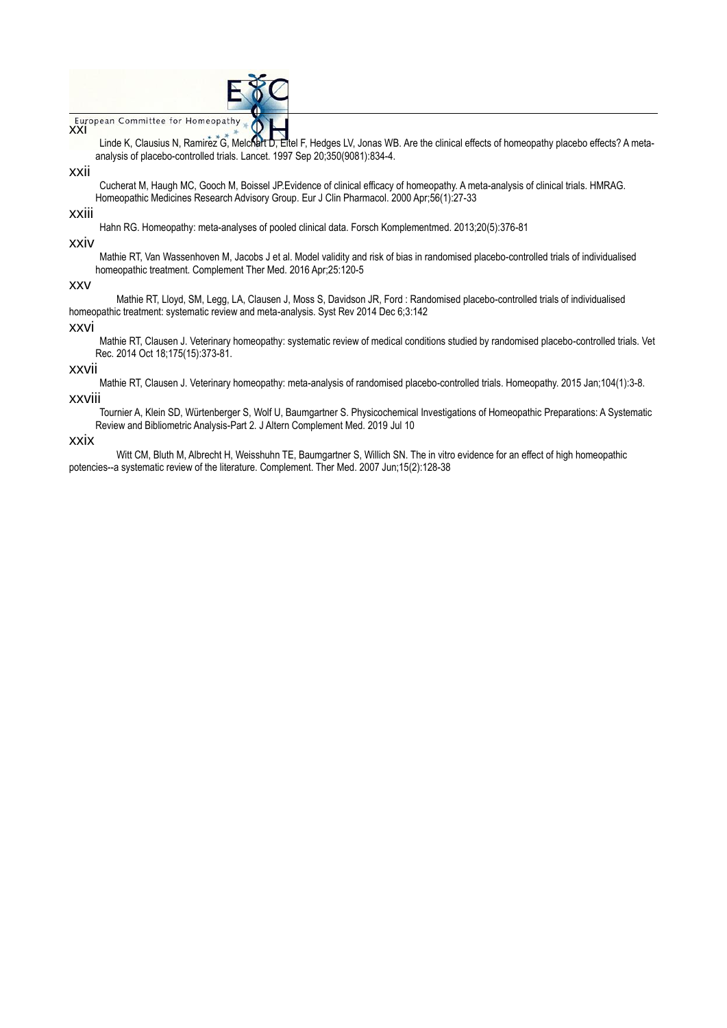xxi
Linde K, Clausius N, Ramirez G, Melchart D, Eitel F, Hedges LV, Jonas WB. Are the clinical effects of homeopathy placebo effects? A meta-analysis of placebo-controlled trials. Lancet. 1997 Sep 20;350(9081):834-4.

xxii
Cucherat M, Haugh MC, Gooch M, Boissel JP.Evidence of clinical efficacy of homeopathy. A meta-analysis of clinical trials. HMRAG. Homeopathic Medicines Research Advisory Group. Eur J Clin Pharmacol. 2000 Apr;56(1):27-33

xxiii
Hahn RG. Homeopathy: meta-analyses of pooled clinical data. Forsch Komplementmed. 2013;20(5):376-81

xxiv
Mathie RT, Van Wassenhoven M, Jacobs J et al. Model validity and risk of bias in randomised placebo-controlled trials of individualised homeopathic treatment. Complement Ther Med. 2016 Apr;25:120-5

xxv
Mathie RT, Lloyd, SM, Legg, LA, Clausen J, Moss S, Davidson JR, Ford : Randomised placebo-controlled trials of individualised homeopathic treatment: systematic review and meta-analysis. Syst Rev 2014 Dec 6;3:142

xxvi
Mathie RT, Clausen J. Veterinary homeopathy: systematic review of medical conditions studied by randomised placebo-controlled trials. Vet Rec. 2014 Oct 18;175(15):373-81.

xxvii
Mathie RT, Clausen J. Veterinary homeopathy: meta-analysis of randomised placebo-controlled trials. Homeopathy. 2015 Jan;104(1):3-8.

xxviii
Tournier A, Klein SD, Würtenberger S, Wolf U, Baumgartner S. Physicochemical Investigations of Homeopathic Preparations: A Systematic Review and Bibliometric Analysis-Part 2. J Altern Complement Med. 2019 Jul 10

xxix
Witt CM, Bluth M, Albrecht H, Weisshuhn TE, Baumgartner S, Willich SN. The in vitro evidence for an effect of high homeopathic potencies--a systematic review of the literature. Complement. Ther Med. 2007 Jun;15(2):128-38